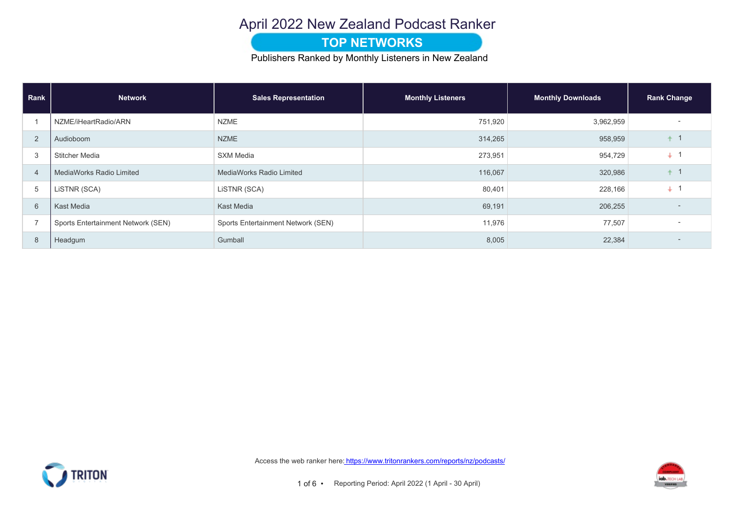# April 2022 New Zealand Podcast Ranker

## TOP NETWORKS

Publishers Ranked by Monthly Listeners in New Zealand

| Rank | Network | Sales Representation | Monthly Listeners | Monthly Downloads | Rank Change |
|---|---|---|---|---|---|
| 1 | NZME/iHeartRadio/ARN | NZME | 751,920 | 3,962,959 | - |
| 2 | Audioboom | NZME | 314,265 | 958,959 | ↑ 1 |
| 3 | Stitcher Media | SXM Media | 273,951 | 954,729 | ↓ 1 |
| 4 | MediaWorks Radio Limited | MediaWorks Radio Limited | 116,067 | 320,986 | ↑ 1 |
| 5 | LiSTNR (SCA) | LiSTNR (SCA) | 80,401 | 228,166 | ↓ 1 |
| 6 | Kast Media | Kast Media | 69,191 | 206,255 | - |
| 7 | Sports Entertainment Network (SEN) | Sports Entertainment Network (SEN) | 11,976 | 77,507 | - |
| 8 | Headgum | Gumball | 8,005 | 22,384 | - |

Access the web ranker here: https://www.tritonrankers.com/reports/nz/podcasts/

Reporting Period: April 2022 (1 April - 30 April)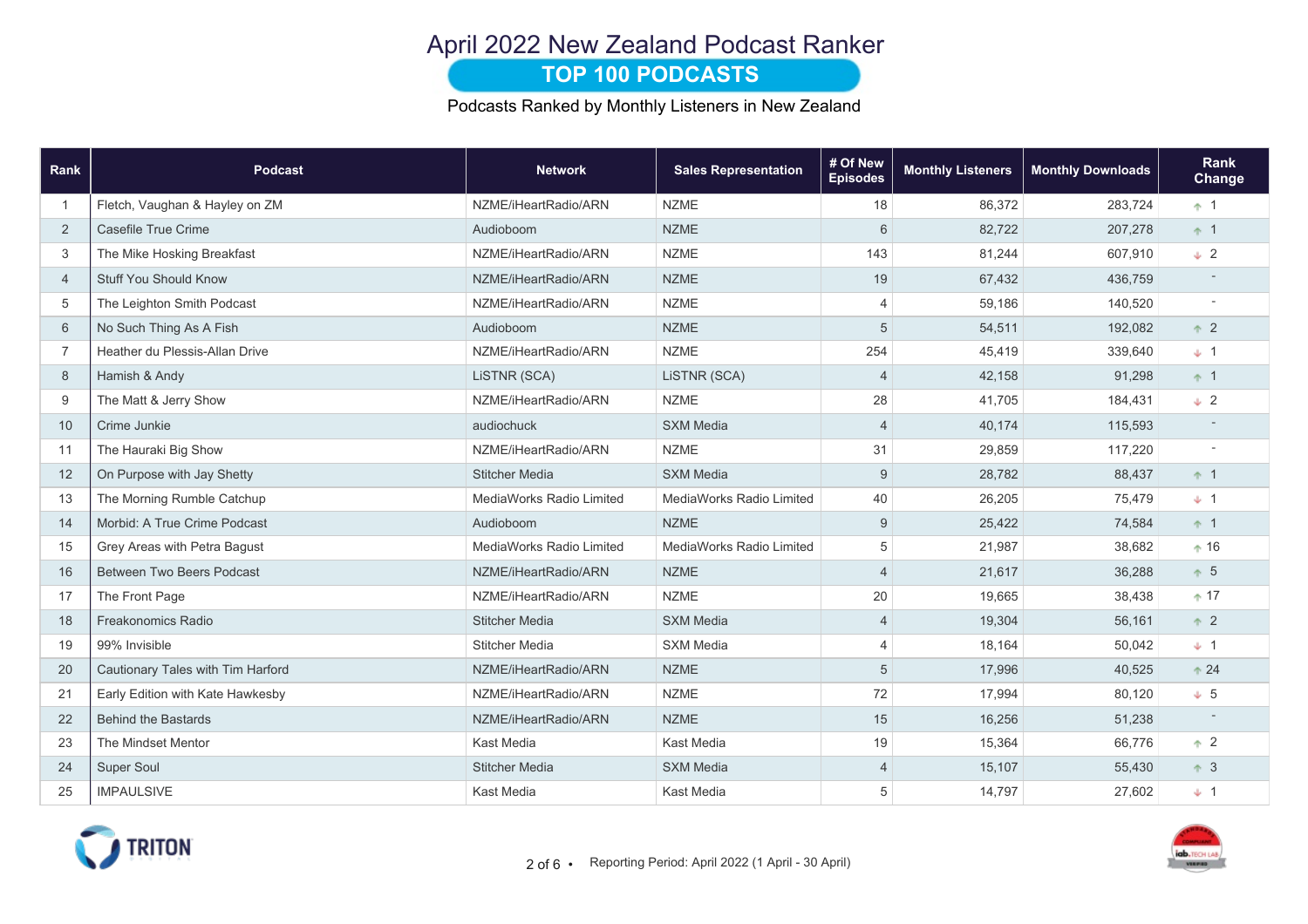# April 2022 New Zealand Podcast Ranker

## TOP 100 PODCASTS

Podcasts Ranked by Monthly Listeners in New Zealand

| Rank | Podcast | Network | Sales Representation | # Of New Episodes | Monthly Listeners | Monthly Downloads | Rank Change |
|---|---|---|---|---|---|---|---|
| 1 | Fletch, Vaughan & Hayley on ZM | NZME/iHeartRadio/ARN | NZME | 18 | 86,372 | 283,724 | ↑ 1 |
| 2 | Casefile True Crime | Audioboom | NZME | 6 | 82,722 | 207,278 | ↑ 1 |
| 3 | The Mike Hosking Breakfast | NZME/iHeartRadio/ARN | NZME | 143 | 81,244 | 607,910 | ↓ 2 |
| 4 | Stuff You Should Know | NZME/iHeartRadio/ARN | NZME | 19 | 67,432 | 436,759 | - |
| 5 | The Leighton Smith Podcast | NZME/iHeartRadio/ARN | NZME | 4 | 59,186 | 140,520 | - |
| 6 | No Such Thing As A Fish | Audioboom | NZME | 5 | 54,511 | 192,082 | ↑ 2 |
| 7 | Heather du Plessis-Allan Drive | NZME/iHeartRadio/ARN | NZME | 254 | 45,419 | 339,640 | ↓ 1 |
| 8 | Hamish & Andy | LiSTNR (SCA) | LiSTNR (SCA) | 4 | 42,158 | 91,298 | ↑ 1 |
| 9 | The Matt & Jerry Show | NZME/iHeartRadio/ARN | NZME | 28 | 41,705 | 184,431 | ↓ 2 |
| 10 | Crime Junkie | audiochuck | SXM Media | 4 | 40,174 | 115,593 | - |
| 11 | The Hauraki Big Show | NZME/iHeartRadio/ARN | NZME | 31 | 29,859 | 117,220 | - |
| 12 | On Purpose with Jay Shetty | Stitcher Media | SXM Media | 9 | 28,782 | 88,437 | ↑ 1 |
| 13 | The Morning Rumble Catchup | MediaWorks Radio Limited | MediaWorks Radio Limited | 40 | 26,205 | 75,479 | ↓ 1 |
| 14 | Morbid: A True Crime Podcast | Audioboom | NZME | 9 | 25,422 | 74,584 | ↑ 1 |
| 15 | Grey Areas with Petra Bagust | MediaWorks Radio Limited | MediaWorks Radio Limited | 5 | 21,987 | 38,682 | ↑ 16 |
| 16 | Between Two Beers Podcast | NZME/iHeartRadio/ARN | NZME | 4 | 21,617 | 36,288 | ↑ 5 |
| 17 | The Front Page | NZME/iHeartRadio/ARN | NZME | 20 | 19,665 | 38,438 | ↑ 17 |
| 18 | Freakonomics Radio | Stitcher Media | SXM Media | 4 | 19,304 | 56,161 | ↑ 2 |
| 19 | 99% Invisible | Stitcher Media | SXM Media | 4 | 18,164 | 50,042 | ↓ 1 |
| 20 | Cautionary Tales with Tim Harford | NZME/iHeartRadio/ARN | NZME | 5 | 17,996 | 40,525 | ↑ 24 |
| 21 | Early Edition with Kate Hawkesby | NZME/iHeartRadio/ARN | NZME | 72 | 17,994 | 80,120 | ↓ 5 |
| 22 | Behind the Bastards | NZME/iHeartRadio/ARN | NZME | 15 | 16,256 | 51,238 | - |
| 23 | The Mindset Mentor | Kast Media | Kast Media | 19 | 15,364 | 66,776 | ↑ 2 |
| 24 | Super Soul | Stitcher Media | SXM Media | 4 | 15,107 | 55,430 | ↑ 3 |
| 25 | IMPAULSIVE | Kast Media | Kast Media | 5 | 14,797 | 27,602 | ↓ 1 |

Reporting Period: April 2022 (1 April - 30 April)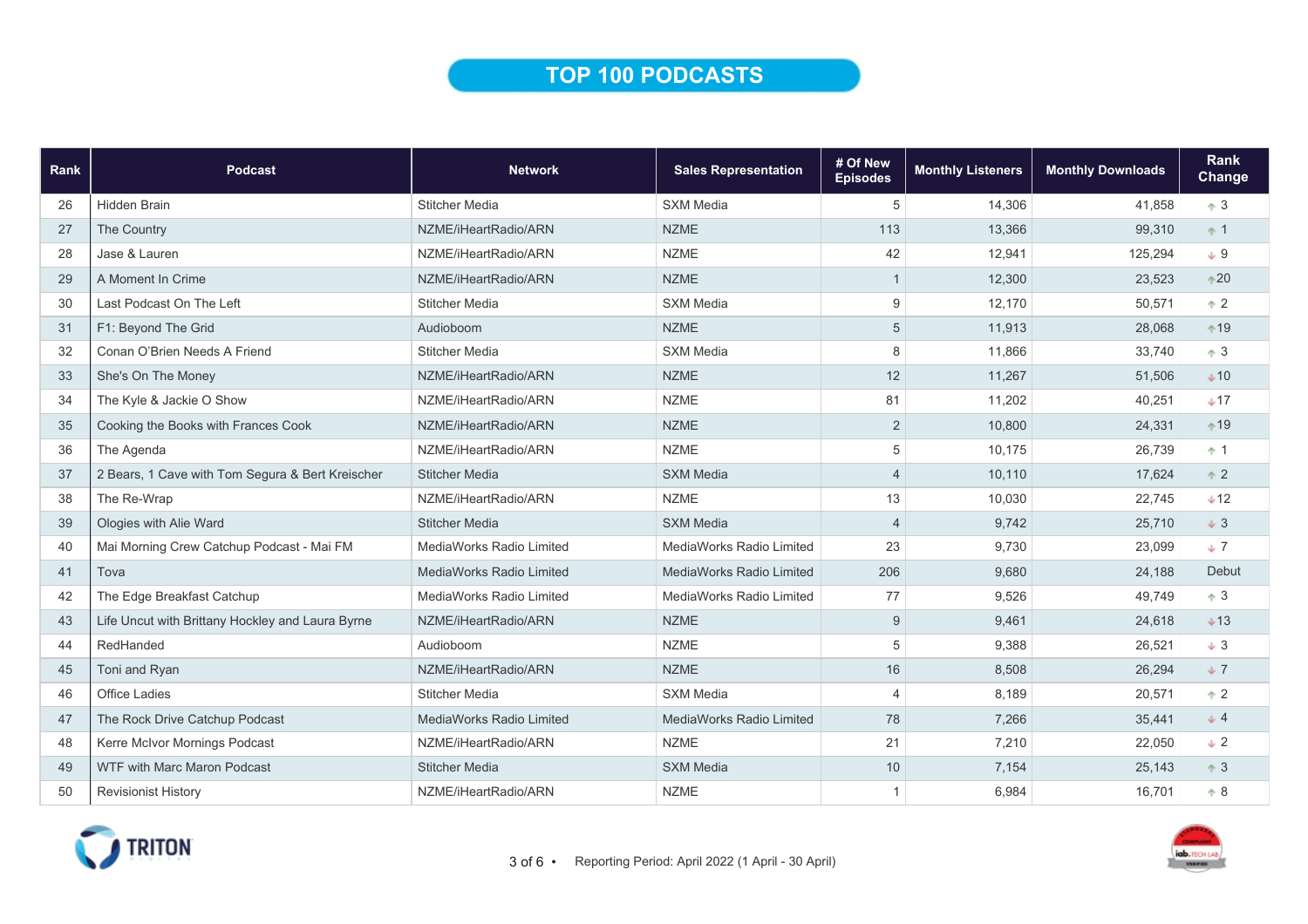# TOP 100 PODCASTS

| Rank | Podcast | Network | Sales Representation | # Of New Episodes | Monthly Listeners | Monthly Downloads | Rank Change |
|---|---|---|---|---|---|---|---|
| 26 | Hidden Brain | Stitcher Media | SXM Media | 5 | 14,306 | 41,858 | ↑ 3 |
| 27 | The Country | NZME/iHeartRadio/ARN | NZME | 113 | 13,366 | 99,310 | ↑ 1 |
| 28 | Jase & Lauren | NZME/iHeartRadio/ARN | NZME | 42 | 12,941 | 125,294 | ↓ 9 |
| 29 | A Moment In Crime | NZME/iHeartRadio/ARN | NZME | 1 | 12,300 | 23,523 | ↑ 20 |
| 30 | Last Podcast On The Left | Stitcher Media | SXM Media | 9 | 12,170 | 50,571 | ↑ 2 |
| 31 | F1: Beyond The Grid | Audioboom | NZME | 5 | 11,913 | 28,068 | ↑ 19 |
| 32 | Conan O'Brien Needs A Friend | Stitcher Media | SXM Media | 8 | 11,866 | 33,740 | ↑ 3 |
| 33 | She's On The Money | NZME/iHeartRadio/ARN | NZME | 12 | 11,267 | 51,506 | ↓ 10 |
| 34 | The Kyle & Jackie O Show | NZME/iHeartRadio/ARN | NZME | 81 | 11,202 | 40,251 | ↓ 17 |
| 35 | Cooking the Books with Frances Cook | NZME/iHeartRadio/ARN | NZME | 2 | 10,800 | 24,331 | ↑ 19 |
| 36 | The Agenda | NZME/iHeartRadio/ARN | NZME | 5 | 10,175 | 26,739 | ↑ 1 |
| 37 | 2 Bears, 1 Cave with Tom Segura & Bert Kreischer | Stitcher Media | SXM Media | 4 | 10,110 | 17,624 | ↑ 2 |
| 38 | The Re-Wrap | NZME/iHeartRadio/ARN | NZME | 13 | 10,030 | 22,745 | ↓ 12 |
| 39 | Ologies with Alie Ward | Stitcher Media | SXM Media | 4 | 9,742 | 25,710 | ↓ 3 |
| 40 | Mai Morning Crew Catchup Podcast - Mai FM | MediaWorks Radio Limited | MediaWorks Radio Limited | 23 | 9,730 | 23,099 | ↓ 7 |
| 41 | Tova | MediaWorks Radio Limited | MediaWorks Radio Limited | 206 | 9,680 | 24,188 | Debut |
| 42 | The Edge Breakfast Catchup | MediaWorks Radio Limited | MediaWorks Radio Limited | 77 | 9,526 | 49,749 | ↑ 3 |
| 43 | Life Uncut with Brittany Hockley and Laura Byrne | NZME/iHeartRadio/ARN | NZME | 9 | 9,461 | 24,618 | ↓ 13 |
| 44 | RedHanded | Audioboom | NZME | 5 | 9,388 | 26,521 | ↓ 3 |
| 45 | Toni and Ryan | NZME/iHeartRadio/ARN | NZME | 16 | 8,508 | 26,294 | ↓ 7 |
| 46 | Office Ladies | Stitcher Media | SXM Media | 4 | 8,189 | 20,571 | ↑ 2 |
| 47 | The Rock Drive Catchup Podcast | MediaWorks Radio Limited | MediaWorks Radio Limited | 78 | 7,266 | 35,441 | ↓ 4 |
| 48 | Kerre McIvor Mornings Podcast | NZME/iHeartRadio/ARN | NZME | 21 | 7,210 | 22,050 | ↓ 2 |
| 49 | WTF with Marc Maron Podcast | Stitcher Media | SXM Media | 10 | 7,154 | 25,143 | ↑ 3 |
| 50 | Revisionist History | NZME/iHeartRadio/ARN | NZME | 1 | 6,984 | 16,701 | ↑ 8 |

Reporting Period: April 2022 (1 April - 30 April)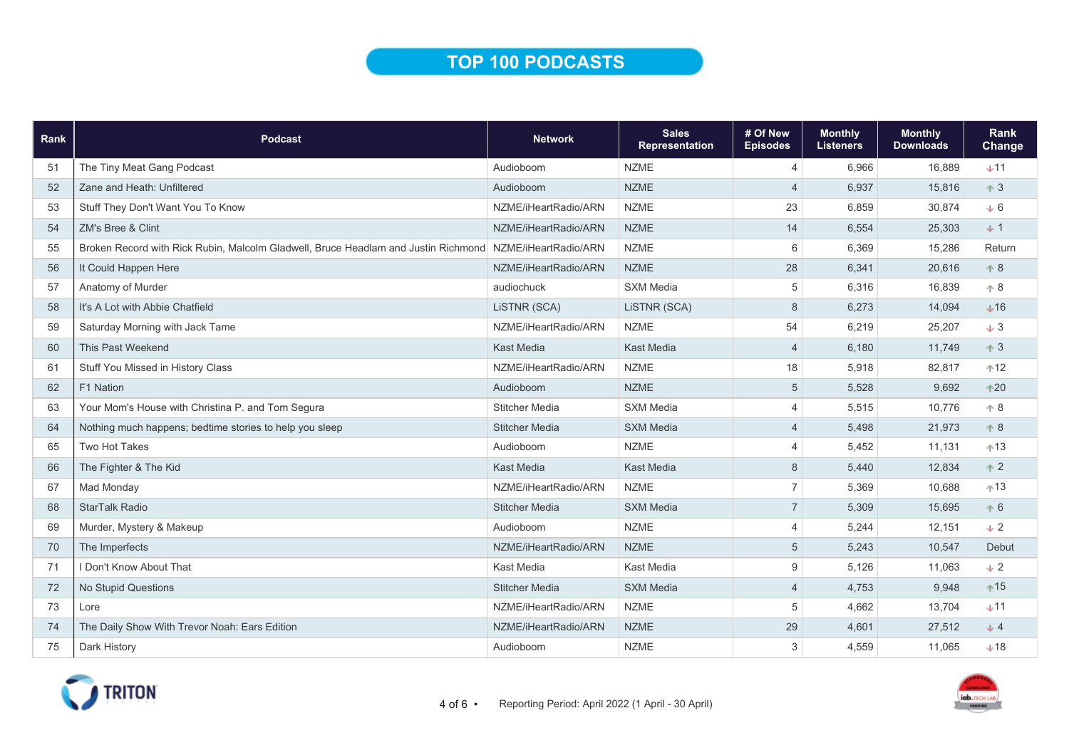# TOP 100 PODCASTS

| Rank | Podcast | Network | Sales Representation | # Of New Episodes | Monthly Listeners | Monthly Downloads | Rank Change |
|---|---|---|---|---|---|---|---|
| 51 | The Tiny Meat Gang Podcast | Audioboom | NZME | 4 | 6,966 | 16,889 | ↓11 |
| 52 | Zane and Heath: Unfiltered | Audioboom | NZME | 4 | 6,937 | 15,816 | ↑ 3 |
| 53 | Stuff They Don't Want You To Know | NZME/iHeartRadio/ARN | NZME | 23 | 6,859 | 30,874 | ↓ 6 |
| 54 | ZM's Bree & Clint | NZME/iHeartRadio/ARN | NZME | 14 | 6,554 | 25,303 | ↓ 1 |
| 55 | Broken Record with Rick Rubin, Malcolm Gladwell, Bruce Headlam and Justin Richmond | NZME/iHeartRadio/ARN | NZME | 6 | 6,369 | 15,286 | Return |
| 56 | It Could Happen Here | NZME/iHeartRadio/ARN | NZME | 28 | 6,341 | 20,616 | ↑ 8 |
| 57 | Anatomy of Murder | audiochuck | SXM Media | 5 | 6,316 | 16,839 | ↑ 8 |
| 58 | It's A Lot with Abbie Chatfield | LiSTNR (SCA) | LiSTNR (SCA) | 8 | 6,273 | 14,094 | ↓16 |
| 59 | Saturday Morning with Jack Tame | NZME/iHeartRadio/ARN | NZME | 54 | 6,219 | 25,207 | ↓ 3 |
| 60 | This Past Weekend | Kast Media | Kast Media | 4 | 6,180 | 11,749 | ↑ 3 |
| 61 | Stuff You Missed in History Class | NZME/iHeartRadio/ARN | NZME | 18 | 5,918 | 82,817 | ↑12 |
| 62 | F1 Nation | Audioboom | NZME | 5 | 5,528 | 9,692 | ↑20 |
| 63 | Your Mom's House with Christina P. and Tom Segura | Stitcher Media | SXM Media | 4 | 5,515 | 10,776 | ↑ 8 |
| 64 | Nothing much happens; bedtime stories to help you sleep | Stitcher Media | SXM Media | 4 | 5,498 | 21,973 | ↑ 8 |
| 65 | Two Hot Takes | Audioboom | NZME | 4 | 5,452 | 11,131 | ↑13 |
| 66 | The Fighter & The Kid | Kast Media | Kast Media | 8 | 5,440 | 12,834 | ↑ 2 |
| 67 | Mad Monday | NZME/iHeartRadio/ARN | NZME | 7 | 5,369 | 10,688 | ↑13 |
| 68 | StarTalk Radio | Stitcher Media | SXM Media | 7 | 5,309 | 15,695 | ↑ 6 |
| 69 | Murder, Mystery & Makeup | Audioboom | NZME | 4 | 5,244 | 12,151 | ↓ 2 |
| 70 | The Imperfects | NZME/iHeartRadio/ARN | NZME | 5 | 5,243 | 10,547 | Debut |
| 71 | I Don't Know About That | Kast Media | Kast Media | 9 | 5,126 | 11,063 | ↓ 2 |
| 72 | No Stupid Questions | Stitcher Media | SXM Media | 4 | 4,753 | 9,948 | ↑15 |
| 73 | Lore | NZME/iHeartRadio/ARN | NZME | 5 | 4,662 | 13,704 | ↓11 |
| 74 | The Daily Show With Trevor Noah: Ears Edition | NZME/iHeartRadio/ARN | NZME | 29 | 4,601 | 27,512 | ↓ 4 |
| 75 | Dark History | Audioboom | NZME | 3 | 4,559 | 11,065 | ↓18 |

Reporting Period: April 2022 (1 April - 30 April)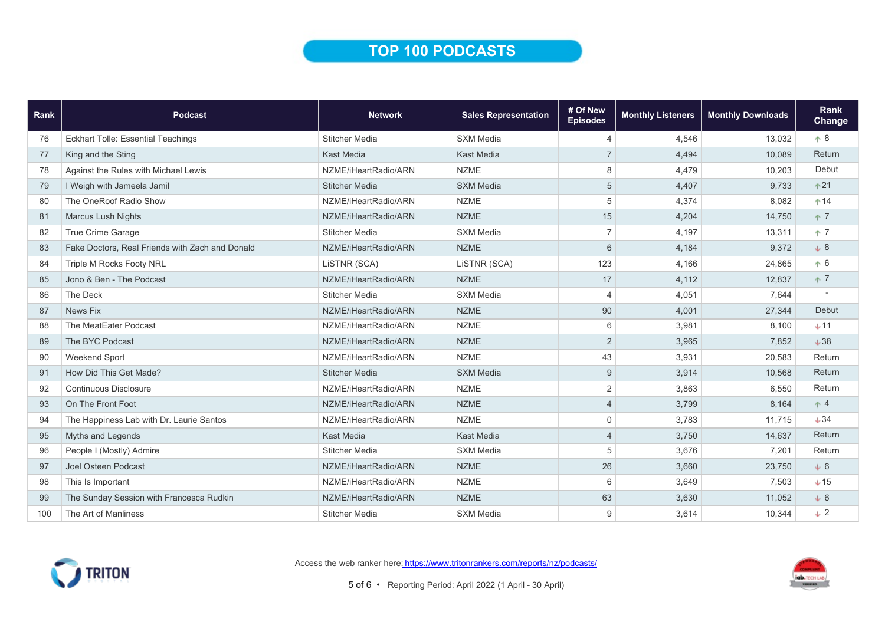# TOP 100 PODCASTS

| Rank | Podcast | Network | Sales Representation | # Of New Episodes | Monthly Listeners | Monthly Downloads | Rank Change |
|---|---|---|---|---|---|---|---|
| 76 | Eckhart Tolle: Essential Teachings | Stitcher Media | SXM Media | 4 | 4,546 | 13,032 | ↑ 8 |
| 77 | King and the Sting | Kast Media | Kast Media | 7 | 4,494 | 10,089 | Return |
| 78 | Against the Rules with Michael Lewis | NZME/iHeartRadio/ARN | NZME | 8 | 4,479 | 10,203 | Debut |
| 79 | I Weigh with Jameela Jamil | Stitcher Media | SXM Media | 5 | 4,407 | 9,733 | ↑ 21 |
| 80 | The OneRoof Radio Show | NZME/iHeartRadio/ARN | NZME | 5 | 4,374 | 8,082 | ↑ 14 |
| 81 | Marcus Lush Nights | NZME/iHeartRadio/ARN | NZME | 15 | 4,204 | 14,750 | ↑ 7 |
| 82 | True Crime Garage | Stitcher Media | SXM Media | 7 | 4,197 | 13,311 | ↑ 7 |
| 83 | Fake Doctors, Real Friends with Zach and Donald | NZME/iHeartRadio/ARN | NZME | 6 | 4,184 | 9,372 | ↓ 8 |
| 84 | Triple M Rocks Footy NRL | LiSTNR (SCA) | LiSTNR (SCA) | 123 | 4,166 | 24,865 | ↑ 6 |
| 85 | Jono & Ben - The Podcast | NZME/iHeartRadio/ARN | NZME | 17 | 4,112 | 12,837 | ↑ 7 |
| 86 | The Deck | Stitcher Media | SXM Media | 4 | 4,051 | 7,644 | - |
| 87 | News Fix | NZME/iHeartRadio/ARN | NZME | 90 | 4,001 | 27,344 | Debut |
| 88 | The MeatEater Podcast | NZME/iHeartRadio/ARN | NZME | 6 | 3,981 | 8,100 | ↓ 11 |
| 89 | The BYC Podcast | NZME/iHeartRadio/ARN | NZME | 2 | 3,965 | 7,852 | ↓ 38 |
| 90 | Weekend Sport | NZME/iHeartRadio/ARN | NZME | 43 | 3,931 | 20,583 | Return |
| 91 | How Did This Get Made? | Stitcher Media | SXM Media | 9 | 3,914 | 10,568 | Return |
| 92 | Continuous Disclosure | NZME/iHeartRadio/ARN | NZME | 2 | 3,863 | 6,550 | Return |
| 93 | On The Front Foot | NZME/iHeartRadio/ARN | NZME | 4 | 3,799 | 8,164 | ↑ 4 |
| 94 | The Happiness Lab with Dr. Laurie Santos | NZME/iHeartRadio/ARN | NZME | 0 | 3,783 | 11,715 | ↓ 34 |
| 95 | Myths and Legends | Kast Media | Kast Media | 4 | 3,750 | 14,637 | Return |
| 96 | People I (Mostly) Admire | Stitcher Media | SXM Media | 5 | 3,676 | 7,201 | Return |
| 97 | Joel Osteen Podcast | NZME/iHeartRadio/ARN | NZME | 26 | 3,660 | 23,750 | ↓ 6 |
| 98 | This Is Important | NZME/iHeartRadio/ARN | NZME | 6 | 3,649 | 7,503 | ↓ 15 |
| 99 | The Sunday Session with Francesca Rudkin | NZME/iHeartRadio/ARN | NZME | 63 | 3,630 | 11,052 | ↓ 6 |
| 100 | The Art of Manliness | Stitcher Media | SXM Media | 9 | 3,614 | 10,344 | ↓ 2 |

Access the web ranker here: https://www.tritonrankers.com/reports/nz/podcasts/

Reporting Period: April 2022 (1 April - 30 April)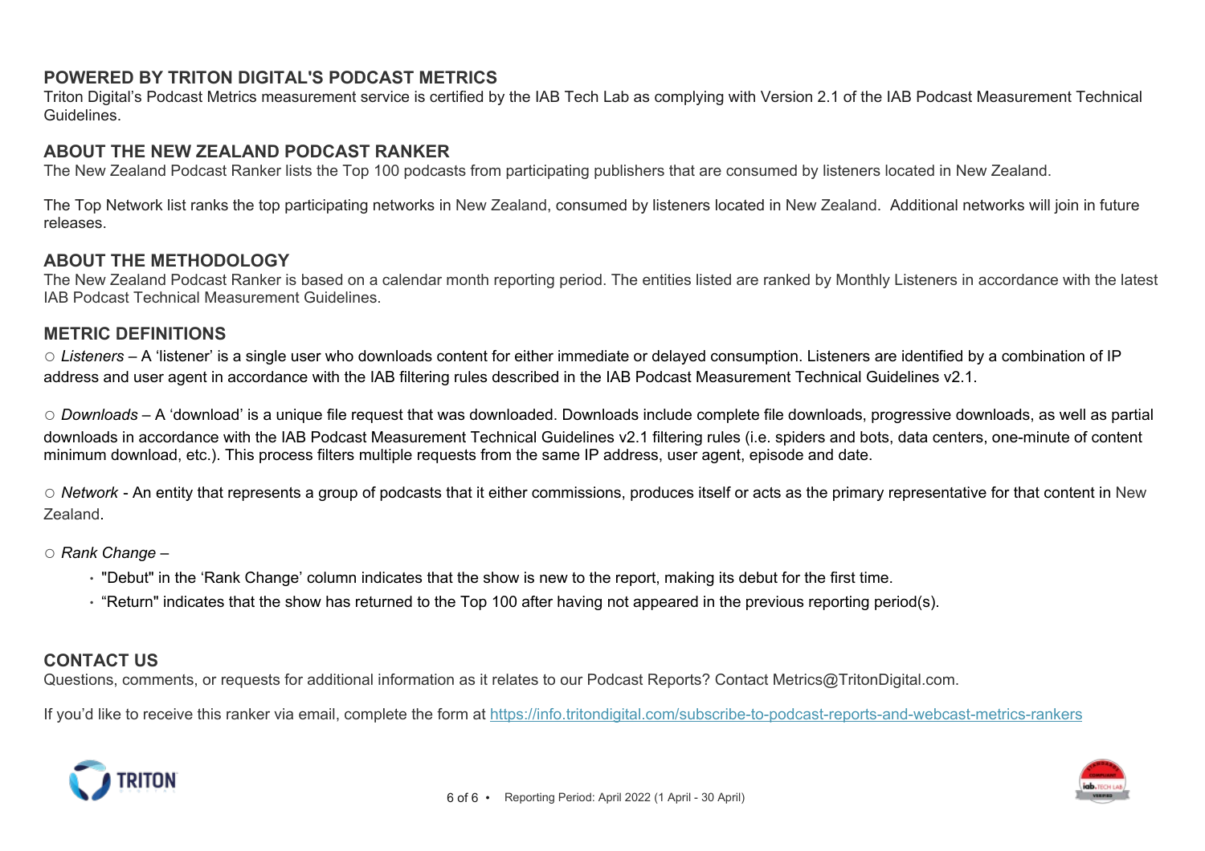## POWERED BY TRITON DIGITAL'S PODCAST METRICS

Triton Digital's Podcast Metrics measurement service is certified by the IAB Tech Lab as complying with Version 2.1 of the IAB Podcast Measurement Technical Guidelines.

## ABOUT THE NEW ZEALAND PODCAST RANKER

The New Zealand Podcast Ranker lists the Top 100 podcasts from participating publishers that are consumed by listeners located in New Zealand.

The Top Network list ranks the top participating networks in New Zealand, consumed by listeners located in New Zealand. Additional networks will join in future releases.

## ABOUT THE METHODOLOGY

The New Zealand Podcast Ranker is based on a calendar month reporting period. The entities listed are ranked by Monthly Listeners in accordance with the latest IAB Podcast Technical Measurement Guidelines.

## METRIC DEFINITIONS

○ *Listeners* – A 'listener' is a single user who downloads content for either immediate or delayed consumption. Listeners are identified by a combination of IP address and user agent in accordance with the IAB filtering rules described in the IAB Podcast Measurement Technical Guidelines v2.1.

○ *Downloads* – A 'download' is a unique file request that was downloaded. Downloads include complete file downloads, progressive downloads, as well as partial downloads in accordance with the IAB Podcast Measurement Technical Guidelines v2.1 filtering rules (i.e. spiders and bots, data centers, one-minute of content minimum download, etc.). This process filters multiple requests from the same IP address, user agent, episode and date.

○ *Network* - An entity that represents a group of podcasts that it either commissions, produces itself or acts as the primary representative for that content in New Zealand.

○ *Rank Change* –

- "Debut" in the 'Rank Change' column indicates that the show is new to the report, making its debut for the first time.
- "Return" indicates that the show has returned to the Top 100 after having not appeared in the previous reporting period(s).

## CONTACT US

Questions, comments, or requests for additional information as it relates to our Podcast Reports? Contact Metrics@TritonDigital.com.

If you'd like to receive this ranker via email, complete the form at https://info.tritondigital.com/subscribe-to-podcast-reports-and-webcast-metrics-rankers

Reporting Period: April 2022 (1 April - 30 April)